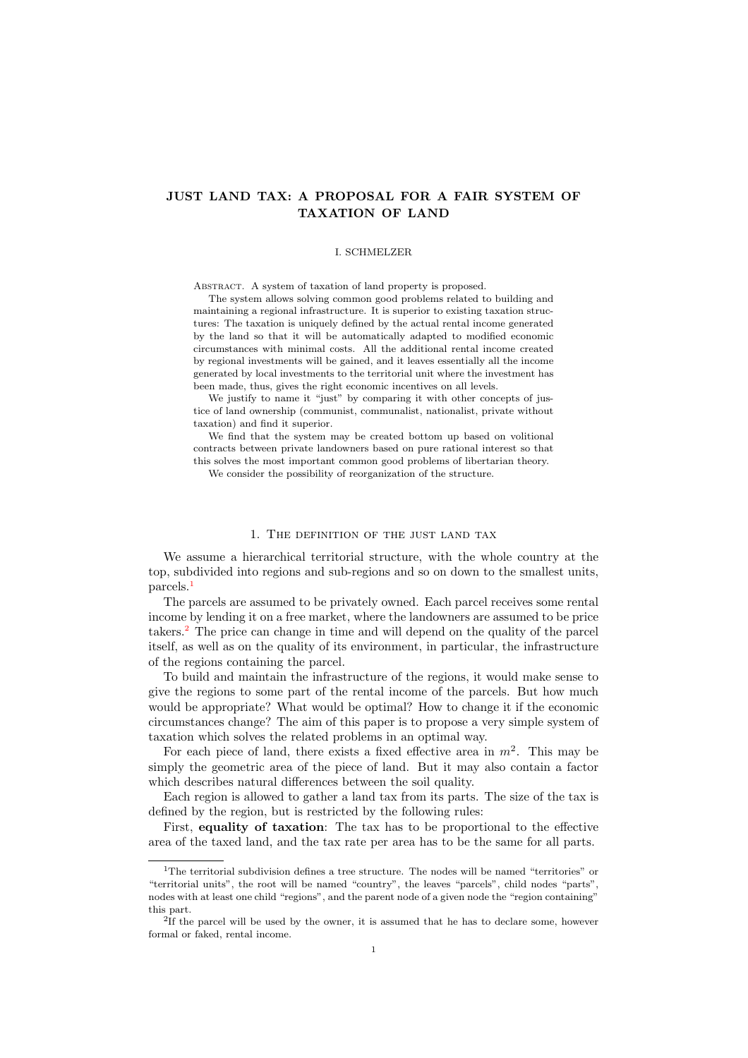# JUST LAND TAX: A PROPOSAL FOR A FAIR SYSTEM OF TAXATION OF LAND

I. SCHMELZER

Abstract. A system of taxation of land property is proposed.

The system allows solving common good problems related to building and maintaining a regional infrastructure. It is superior to existing taxation structures: The taxation is uniquely defined by the actual rental income generated by the land so that it will be automatically adapted to modified economic circumstances with minimal costs. All the additional rental income created by regional investments will be gained, and it leaves essentially all the income generated by local investments to the territorial unit where the investment has been made, thus, gives the right economic incentives on all levels.

We justify to name it "just" by comparing it with other concepts of justice of land ownership (communist, communalist, nationalist, private without taxation) and find it superior.

We find that the system may be created bottom up based on volitional contracts between private landowners based on pure rational interest so that this solves the most important common good problems of libertarian theory.

We consider the possibility of reorganization of the structure.

## 1. The definition of the just land tax

We assume a hierarchical territorial structure, with the whole country at the top, subdivided into regions and sub-regions and so on down to the smallest units, parcels.[1]

The parcels are assumed to be privately owned. Each parcel receives some rental income by lending it on a free market, where the landowners are assumed to be price takers.[2] The price can change in time and will depend on the quality of the parcel itself, as well as on the quality of its environment, in particular, the infrastructure of the regions containing the parcel.

To build and maintain the infrastructure of the regions, it would make sense to give the regions to some part of the rental income of the parcels. But how much would be appropriate? What would be optimal? How to change it if the economic circumstances change? The aim of this paper is to propose a very simple system of taxation which solves the related problems in an optimal way.

For each piece of land, there exists a fixed effective area in $m^2$. This may be simply the geometric area of the piece of land. But it may also contain a factor which describes natural differences between the soil quality.

Each region is allowed to gather a land tax from its parts. The size of the tax is defined by the region, but is restricted by the following rules:

First, **equality of taxation**: The tax has to be proportional to the effective area of the taxed land, and the tax rate per area has to be the same for all parts.

---

[1] The territorial subdivision defines a tree structure. The nodes will be named "territories" or "territorial units", the root will be named "country", the leaves "parcels", child nodes "parts", nodes with at least one child "regions", and the parent node of a given node the "region containing" this part.

[2] If the parcel will be used by the owner, it is assumed that he has to declare some, however formal or faked, rental income.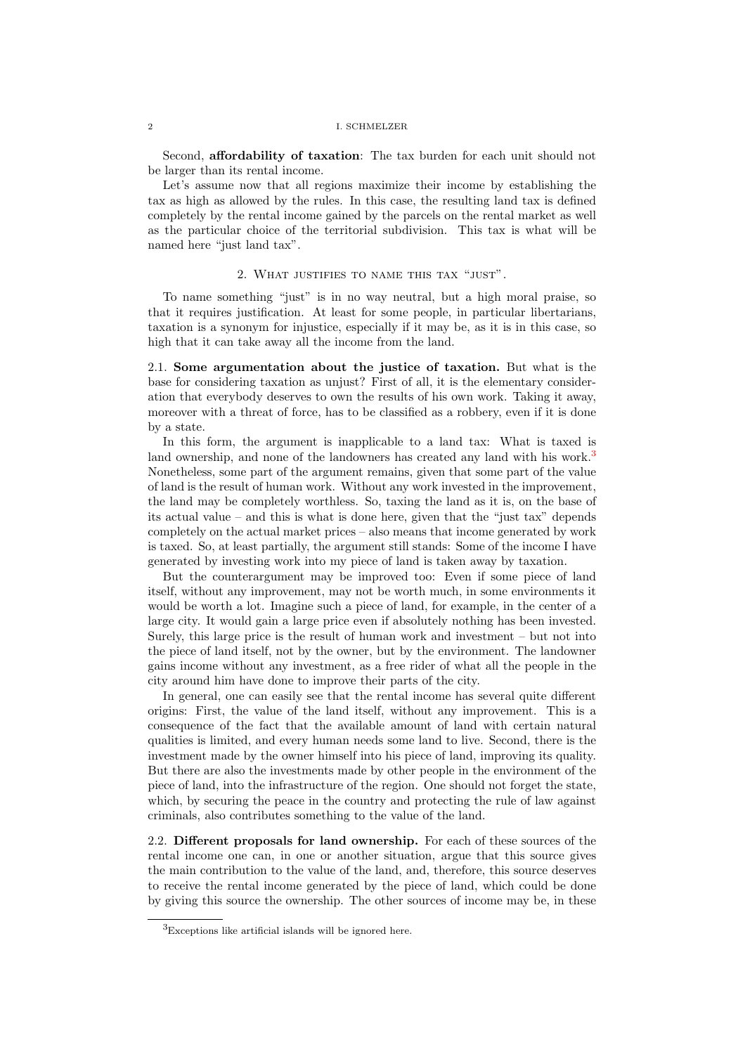Second, **affordability of taxation**: The tax burden for each unit should not be larger than its rental income.

Let's assume now that all regions maximize their income by establishing the tax as high as allowed by the rules. In this case, the resulting land tax is defined completely by the rental income gained by the parcels on the rental market as well as the particular choice of the territorial subdivision. This tax is what will be named here "just land tax".

## 2. What justifies to name this tax "just".

To name something "just" is in no way neutral, but a high moral praise, so that it requires justification. At least for some people, in particular libertarians, taxation is a synonym for injustice, especially if it may be, as it is in this case, so high that it can take away all the income from the land.

### 2.1. Some argumentation about the justice of taxation.

But what is the base for considering taxation as unjust? First of all, it is the elementary consideration that everybody deserves to own the results of his own work. Taking it away, moreover with a threat of force, has to be classified as a robbery, even if it is done by a state.

In this form, the argument is inapplicable to a land tax: What is taxed is land ownership, and none of the landowners has created any land with his work.[3] Nonetheless, some part of the argument remains, given that some part of the value of land is the result of human work. Without any work invested in the improvement, the land may be completely worthless. So, taxing the land as it is, on the base of its actual value – and this is what is done here, given that the "just tax" depends completely on the actual market prices – also means that income generated by work is taxed. So, at least partially, the argument still stands: Some of the income I have generated by investing work into my piece of land is taken away by taxation.

But the counterargument may be improved too: Even if some piece of land itself, without any improvement, may not be worth much, in some environments it would be worth a lot. Imagine such a piece of land, for example, in the center of a large city. It would gain a large price even if absolutely nothing has been invested. Surely, this large price is the result of human work and investment – but not into the piece of land itself, not by the owner, but by the environment. The landowner gains income without any investment, as a free rider of what all the people in the city around him have done to improve their parts of the city.

In general, one can easily see that the rental income has several quite different origins: First, the value of the land itself, without any improvement. This is a consequence of the fact that the available amount of land with certain natural qualities is limited, and every human needs some land to live. Second, there is the investment made by the owner himself into his piece of land, improving its quality. But there are also the investments made by other people in the environment of the piece of land, into the infrastructure of the region. One should not forget the state, which, by securing the peace in the country and protecting the rule of law against criminals, also contributes something to the value of the land.

### 2.2. Different proposals for land ownership.

For each of these sources of the rental income one can, in one or another situation, argue that this source gives the main contribution to the value of the land, and, therefore, this source deserves to receive the rental income generated by the piece of land, which could be done by giving this source the ownership. The other sources of income may be, in these

[3] Exceptions like artificial islands will be ignored here.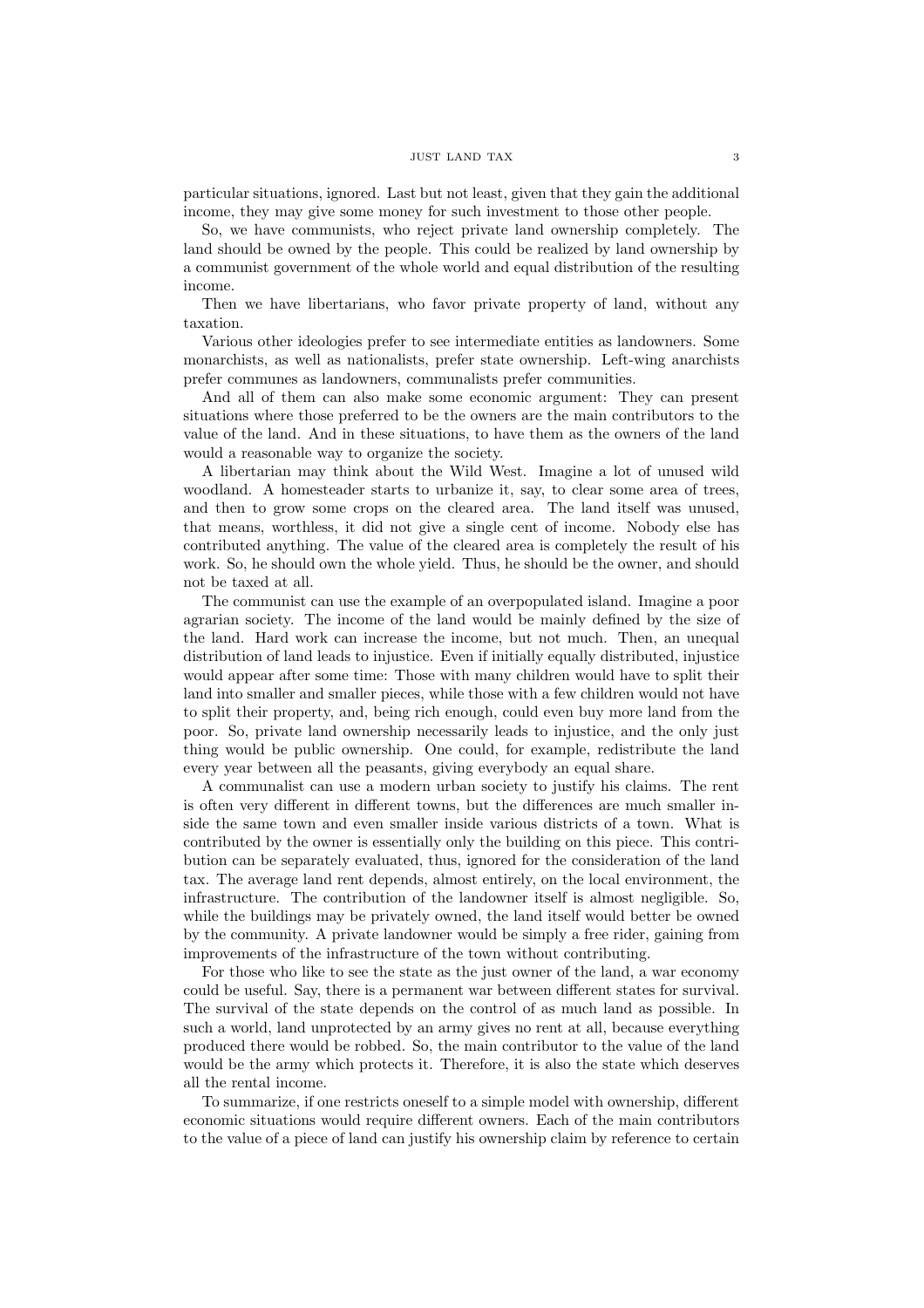particular situations, ignored. Last but not least, given that they gain the additional income, they may give some money for such investment to those other people.

So, we have communists, who reject private land ownership completely. The land should be owned by the people. This could be realized by land ownership by a communist government of the whole world and equal distribution of the resulting income.

Then we have libertarians, who favor private property of land, without any taxation.

Various other ideologies prefer to see intermediate entities as landowners. Some monarchists, as well as nationalists, prefer state ownership. Left-wing anarchists prefer communes as landowners, communalists prefer communities.

And all of them can also make some economic argument: They can present situations where those preferred to be the owners are the main contributors to the value of the land. And in these situations, to have them as the owners of the land would a reasonable way to organize the society.

A libertarian may think about the Wild West. Imagine a lot of unused wild woodland. A homesteader starts to urbanize it, say, to clear some area of trees, and then to grow some crops on the cleared area. The land itself was unused, that means, worthless, it did not give a single cent of income. Nobody else has contributed anything. The value of the cleared area is completely the result of his work. So, he should own the whole yield. Thus, he should be the owner, and should not be taxed at all.

The communist can use the example of an overpopulated island. Imagine a poor agrarian society. The income of the land would be mainly defined by the size of the land. Hard work can increase the income, but not much. Then, an unequal distribution of land leads to injustice. Even if initially equally distributed, injustice would appear after some time: Those with many children would have to split their land into smaller and smaller pieces, while those with a few children would not have to split their property, and, being rich enough, could even buy more land from the poor. So, private land ownership necessarily leads to injustice, and the only just thing would be public ownership. One could, for example, redistribute the land every year between all the peasants, giving everybody an equal share.

A communalist can use a modern urban society to justify his claims. The rent is often very different in different towns, but the differences are much smaller inside the same town and even smaller inside various districts of a town. What is contributed by the owner is essentially only the building on this piece. This contribution can be separately evaluated, thus, ignored for the consideration of the land tax. The average land rent depends, almost entirely, on the local environment, the infrastructure. The contribution of the landowner itself is almost negligible. So, while the buildings may be privately owned, the land itself would better be owned by the community. A private landowner would be simply a free rider, gaining from improvements of the infrastructure of the town without contributing.

For those who like to see the state as the just owner of the land, a war economy could be useful. Say, there is a permanent war between different states for survival. The survival of the state depends on the control of as much land as possible. In such a world, land unprotected by an army gives no rent at all, because everything produced there would be robbed. So, the main contributor to the value of the land would be the army which protects it. Therefore, it is also the state which deserves all the rental income.

To summarize, if one restricts oneself to a simple model with ownership, different economic situations would require different owners. Each of the main contributors to the value of a piece of land can justify his ownership claim by reference to certain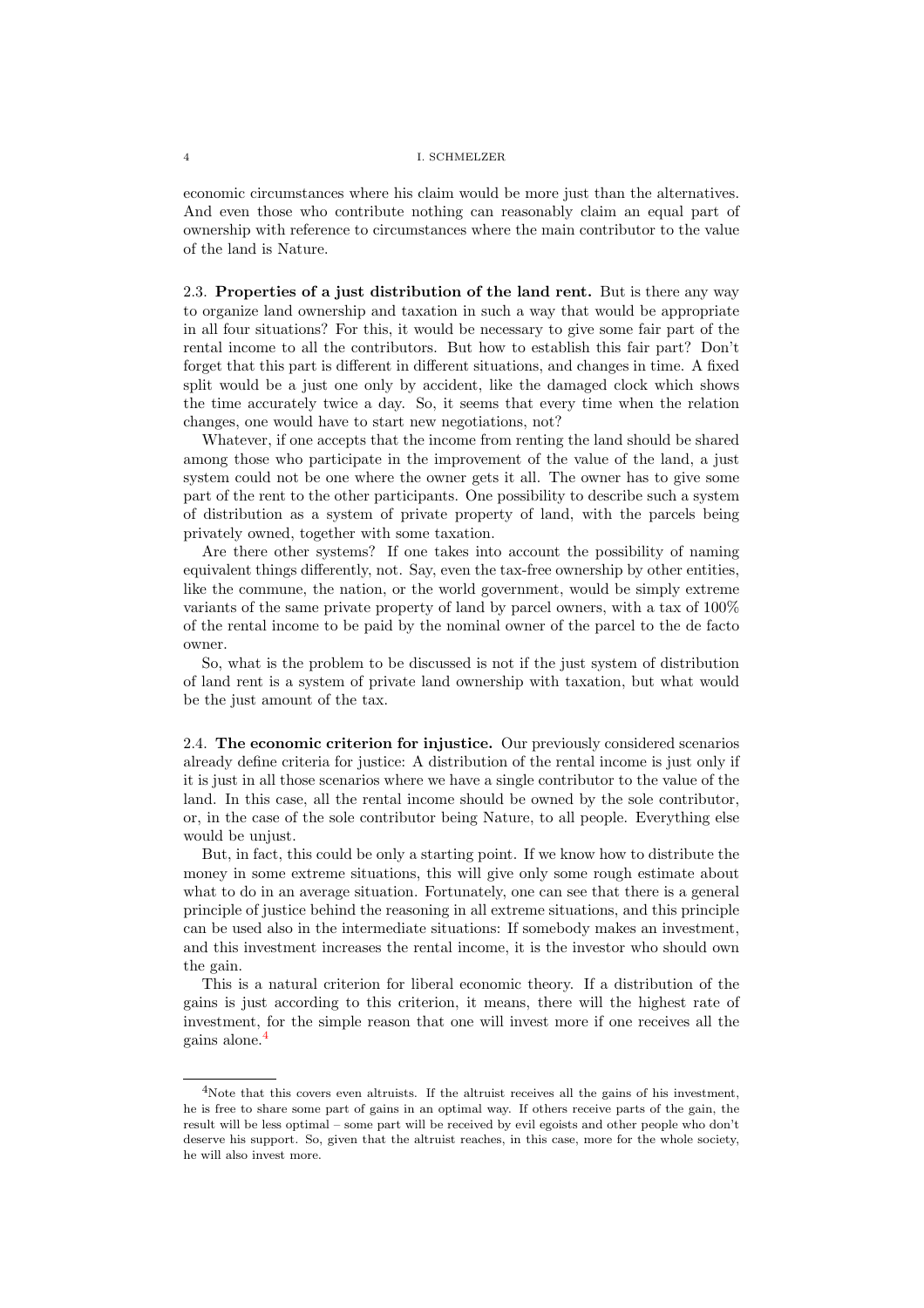economic circumstances where his claim would be more just than the alternatives. And even those who contribute nothing can reasonably claim an equal part of ownership with reference to circumstances where the main contributor to the value of the land is Nature.

### 2.3. Properties of a just distribution of the land rent.

But is there any way to organize land ownership and taxation in such a way that would be appropriate in all four situations? For this, it would be necessary to give some fair part of the rental income to all the contributors. But how to establish this fair part? Don't forget that this part is different in different situations, and changes in time. A fixed split would be a just one only by accident, like the damaged clock which shows the time accurately twice a day. So, it seems that every time when the relation changes, one would have to start new negotiations, not?

Whatever, if one accepts that the income from renting the land should be shared among those who participate in the improvement of the value of the land, a just system could not be one where the owner gets it all. The owner has to give some part of the rent to the other participants. One possibility to describe such a system of distribution as a system of private property of land, with the parcels being privately owned, together with some taxation.

Are there other systems? If one takes into account the possibility of naming equivalent things differently, not. Say, even the tax-free ownership by other entities, like the commune, the nation, or the world government, would be simply extreme variants of the same private property of land by parcel owners, with a tax of 100% of the rental income to be paid by the nominal owner of the parcel to the de facto owner.

So, what is the problem to be discussed is not if the just system of distribution of land rent is a system of private land ownership with taxation, but what would be the just amount of the tax.

### 2.4. The economic criterion for injustice.

Our previously considered scenarios already define criteria for justice: A distribution of the rental income is just only if it is just in all those scenarios where we have a single contributor to the value of the land. In this case, all the rental income should be owned by the sole contributor, or, in the case of the sole contributor being Nature, to all people. Everything else would be unjust.

But, in fact, this could be only a starting point. If we know how to distribute the money in some extreme situations, this will give only some rough estimate about what to do in an average situation. Fortunately, one can see that there is a general principle of justice behind the reasoning in all extreme situations, and this principle can be used also in the intermediate situations: If somebody makes an investment, and this investment increases the rental income, it is the investor who should own the gain.

This is a natural criterion for liberal economic theory. If a distribution of the gains is just according to this criterion, it means, there will the highest rate of investment, for the simple reason that one will invest more if one receives all the gains alone.[4]

---

[4]Note that this covers even altruists. If the altruist receives all the gains of his investment, he is free to share some part of gains in an optimal way. If others receive parts of the gain, the result will be less optimal – some part will be received by evil egoists and other people who don't deserve his support. So, given that the altruist reaches, in this case, more for the whole society, he will also invest more.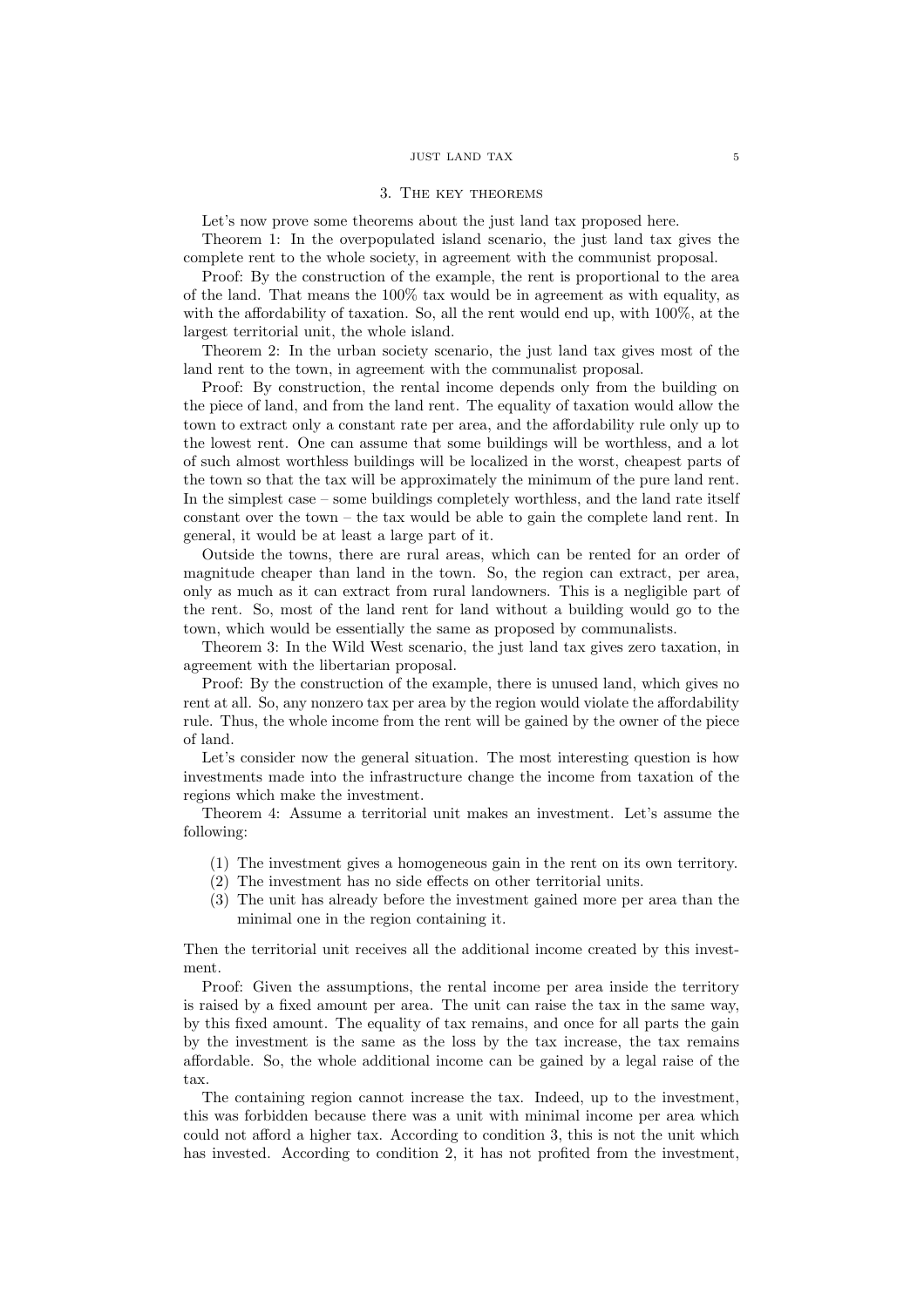## 3. The key theorems

Let's now prove some theorems about the just land tax proposed here.

Theorem 1: In the overpopulated island scenario, the just land tax gives the complete rent to the whole society, in agreement with the communist proposal.

Proof: By the construction of the example, the rent is proportional to the area of the land. That means the 100% tax would be in agreement as with equality, as with the affordability of taxation. So, all the rent would end up, with 100%, at the largest territorial unit, the whole island.

Theorem 2: In the urban society scenario, the just land tax gives most of the land rent to the town, in agreement with the communalist proposal.

Proof: By construction, the rental income depends only from the building on the piece of land, and from the land rent. The equality of taxation would allow the town to extract only a constant rate per area, and the affordability rule only up to the lowest rent. One can assume that some buildings will be worthless, and a lot of such almost worthless buildings will be localized in the worst, cheapest parts of the town so that the tax will be approximately the minimum of the pure land rent. In the simplest case – some buildings completely worthless, and the land rate itself constant over the town – the tax would be able to gain the complete land rent. In general, it would be at least a large part of it.

Outside the towns, there are rural areas, which can be rented for an order of magnitude cheaper than land in the town. So, the region can extract, per area, only as much as it can extract from rural landowners. This is a negligible part of the rent. So, most of the land rent for land without a building would go to the town, which would be essentially the same as proposed by communalists.

Theorem 3: In the Wild West scenario, the just land tax gives zero taxation, in agreement with the libertarian proposal.

Proof: By the construction of the example, there is unused land, which gives no rent at all. So, any nonzero tax per area by the region would violate the affordability rule. Thus, the whole income from the rent will be gained by the owner of the piece of land.

Let's consider now the general situation. The most interesting question is how investments made into the infrastructure change the income from taxation of the regions which make the investment.

Theorem 4: Assume a territorial unit makes an investment. Let's assume the following:

(1) The investment gives a homogeneous gain in the rent on its own territory.
(2) The investment has no side effects on other territorial units.
(3) The unit has already before the investment gained more per area than the minimal one in the region containing it.

Then the territorial unit receives all the additional income created by this investment.

Proof: Given the assumptions, the rental income per area inside the territory is raised by a fixed amount per area. The unit can raise the tax in the same way, by this fixed amount. The equality of tax remains, and once for all parts the gain by the investment is the same as the loss by the tax increase, the tax remains affordable. So, the whole additional income can be gained by a legal raise of the tax.

The containing region cannot increase the tax. Indeed, up to the investment, this was forbidden because there was a unit with minimal income per area which could not afford a higher tax. According to condition 3, this is not the unit which has invested. According to condition 2, it has not profited from the investment,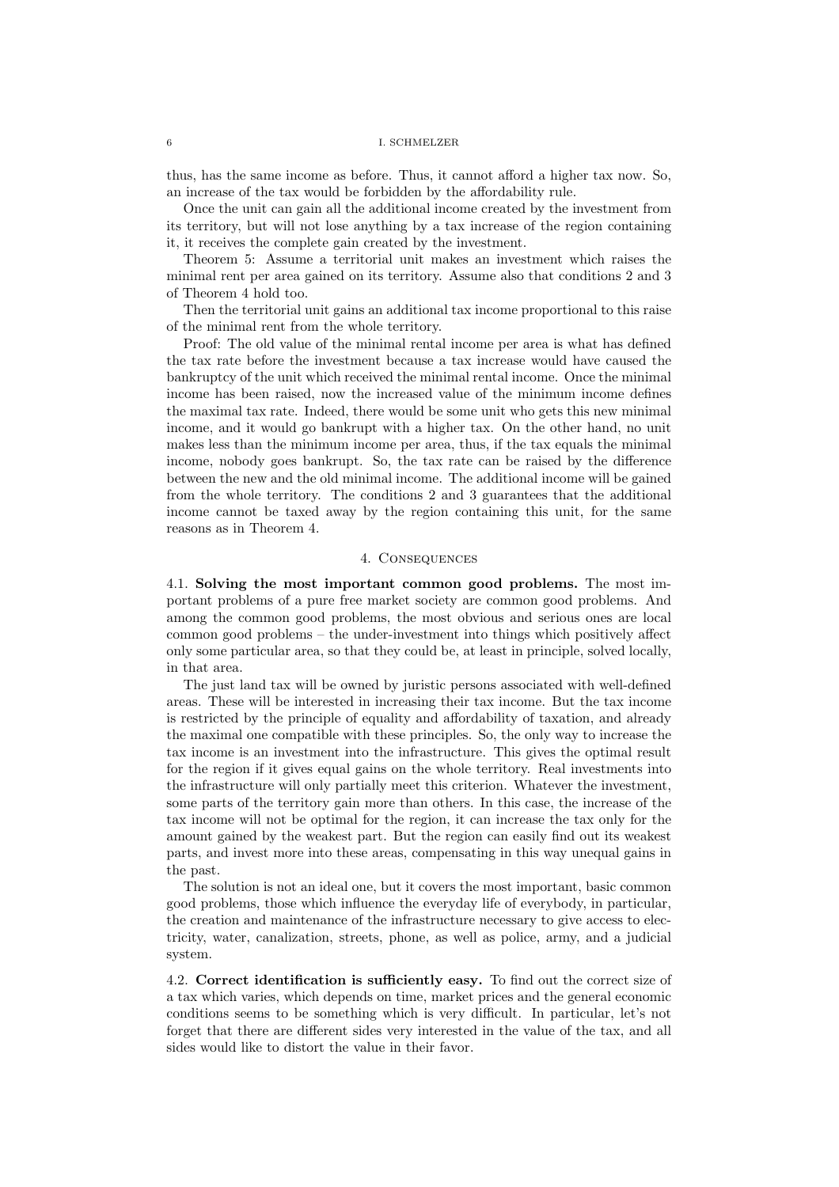thus, has the same income as before. Thus, it cannot afford a higher tax now. So, an increase of the tax would be forbidden by the affordability rule.

Once the unit can gain all the additional income created by the investment from its territory, but will not lose anything by a tax increase of the region containing it, it receives the complete gain created by the investment.

Theorem 5: Assume a territorial unit makes an investment which raises the minimal rent per area gained on its territory. Assume also that conditions 2 and 3 of Theorem 4 hold too.

Then the territorial unit gains an additional tax income proportional to this raise of the minimal rent from the whole territory.

Proof: The old value of the minimal rental income per area is what has defined the tax rate before the investment because a tax increase would have caused the bankruptcy of the unit which received the minimal rental income. Once the minimal income has been raised, now the increased value of the minimum income defines the maximal tax rate. Indeed, there would be some unit who gets this new minimal income, and it would go bankrupt with a higher tax. On the other hand, no unit makes less than the minimum income per area, thus, if the tax equals the minimal income, nobody goes bankrupt. So, the tax rate can be raised by the difference between the new and the old minimal income. The additional income will be gained from the whole territory. The conditions 2 and 3 guarantees that the additional income cannot be taxed away by the region containing this unit, for the same reasons as in Theorem 4.

## 4. Consequences

**4.1. Solving the most important common good problems.** The most important problems of a pure free market society are common good problems. And among the common good problems, the most obvious and serious ones are local common good problems – the under-investment into things which positively affect only some particular area, so that they could be, at least in principle, solved locally, in that area.

The just land tax will be owned by juristic persons associated with well-defined areas. These will be interested in increasing their tax income. But the tax income is restricted by the principle of equality and affordability of taxation, and already the maximal one compatible with these principles. So, the only way to increase the tax income is an investment into the infrastructure. This gives the optimal result for the region if it gives equal gains on the whole territory. Real investments into the infrastructure will only partially meet this criterion. Whatever the investment, some parts of the territory gain more than others. In this case, the increase of the tax income will not be optimal for the region, it can increase the tax only for the amount gained by the weakest part. But the region can easily find out its weakest parts, and invest more into these areas, compensating in this way unequal gains in the past.

The solution is not an ideal one, but it covers the most important, basic common good problems, those which influence the everyday life of everybody, in particular, the creation and maintenance of the infrastructure necessary to give access to electricity, water, canalization, streets, phone, as well as police, army, and a judicial system.

**4.2. Correct identification is sufficiently easy.** To find out the correct size of a tax which varies, which depends on time, market prices and the general economic conditions seems to be something which is very difficult. In particular, let's not forget that there are different sides very interested in the value of the tax, and all sides would like to distort the value in their favor.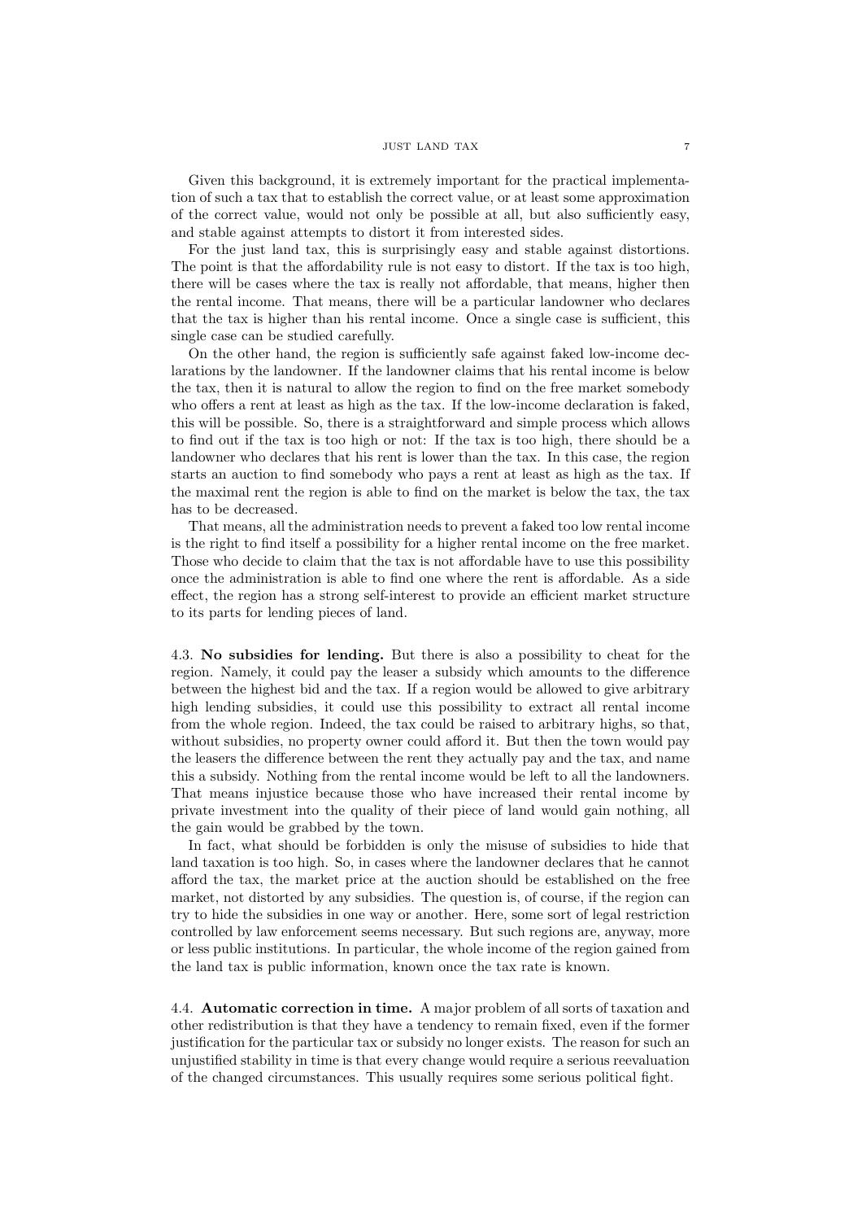Given this background, it is extremely important for the practical implementation of such a tax that to establish the correct value, or at least some approximation of the correct value, would not only be possible at all, but also sufficiently easy, and stable against attempts to distort it from interested sides.

For the just land tax, this is surprisingly easy and stable against distortions. The point is that the affordability rule is not easy to distort. If the tax is too high, there will be cases where the tax is really not affordable, that means, higher then the rental income. That means, there will be a particular landowner who declares that the tax is higher than his rental income. Once a single case is sufficient, this single case can be studied carefully.

On the other hand, the region is sufficiently safe against faked low-income declarations by the landowner. If the landowner claims that his rental income is below the tax, then it is natural to allow the region to find on the free market somebody who offers a rent at least as high as the tax. If the low-income declaration is faked, this will be possible. So, there is a straightforward and simple process which allows to find out if the tax is too high or not: If the tax is too high, there should be a landowner who declares that his rent is lower than the tax. In this case, the region starts an auction to find somebody who pays a rent at least as high as the tax. If the maximal rent the region is able to find on the market is below the tax, the tax has to be decreased.

That means, all the administration needs to prevent a faked too low rental income is the right to find itself a possibility for a higher rental income on the free market. Those who decide to claim that the tax is not affordable have to use this possibility once the administration is able to find one where the rent is affordable. As a side effect, the region has a strong self-interest to provide an efficient market structure to its parts for lending pieces of land.

## 4.3. No subsidies for lending.

But there is also a possibility to cheat for the region. Namely, it could pay the leaser a subsidy which amounts to the difference between the highest bid and the tax. If a region would be allowed to give arbitrary high lending subsidies, it could use this possibility to extract all rental income from the whole region. Indeed, the tax could be raised to arbitrary highs, so that, without subsidies, no property owner could afford it. But then the town would pay the leasers the difference between the rent they actually pay and the tax, and name this a subsidy. Nothing from the rental income would be left to all the landowners. That means injustice because those who have increased their rental income by private investment into the quality of their piece of land would gain nothing, all the gain would be grabbed by the town.

In fact, what should be forbidden is only the misuse of subsidies to hide that land taxation is too high. So, in cases where the landowner declares that he cannot afford the tax, the market price at the auction should be established on the free market, not distorted by any subsidies. The question is, of course, if the region can try to hide the subsidies in one way or another. Here, some sort of legal restriction controlled by law enforcement seems necessary. But such regions are, anyway, more or less public institutions. In particular, the whole income of the region gained from the land tax is public information, known once the tax rate is known.

## 4.4. Automatic correction in time.

A major problem of all sorts of taxation and other redistribution is that they have a tendency to remain fixed, even if the former justification for the particular tax or subsidy no longer exists. The reason for such an unjustified stability in time is that every change would require a serious reevaluation of the changed circumstances. This usually requires some serious political fight.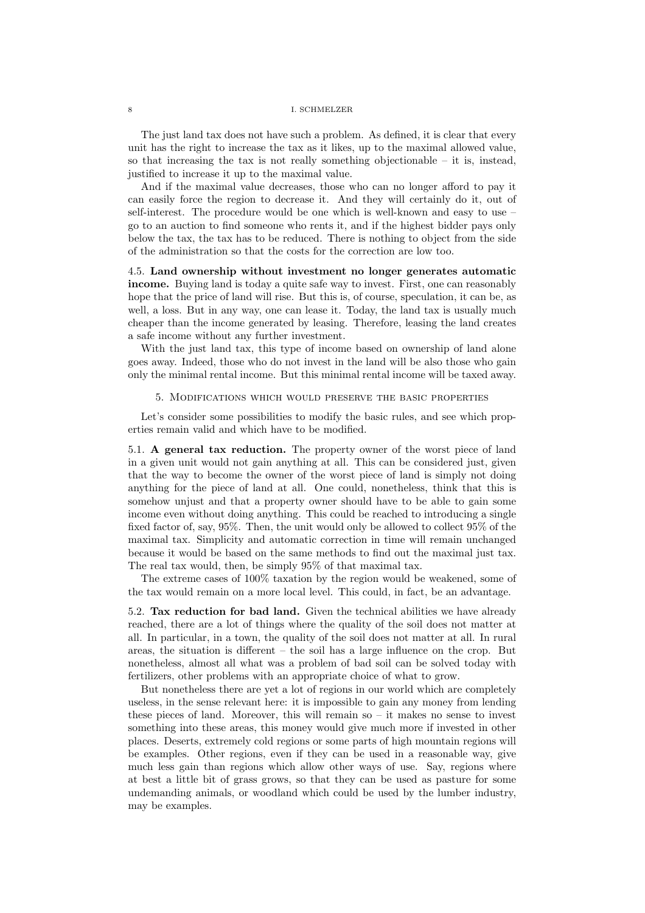The just land tax does not have such a problem. As defined, it is clear that every unit has the right to increase the tax as it likes, up to the maximal allowed value, so that increasing the tax is not really something objectionable – it is, instead, justified to increase it up to the maximal value.

And if the maximal value decreases, those who can no longer afford to pay it can easily force the region to decrease it. And they will certainly do it, out of self-interest. The procedure would be one which is well-known and easy to use – go to an auction to find someone who rents it, and if the highest bidder pays only below the tax, the tax has to be reduced. There is nothing to object from the side of the administration so that the costs for the correction are low too.

4.5. **Land ownership without investment no longer generates automatic income.** Buying land is today a quite safe way to invest. First, one can reasonably hope that the price of land will rise. But this is, of course, speculation, it can be, as well, a loss. But in any way, one can lease it. Today, the land tax is usually much cheaper than the income generated by leasing. Therefore, leasing the land creates a safe income without any further investment.

With the just land tax, this type of income based on ownership of land alone goes away. Indeed, those who do not invest in the land will be also those who gain only the minimal rental income. But this minimal rental income will be taxed away.

## 5. Modifications which would preserve the basic properties

Let's consider some possibilities to modify the basic rules, and see which properties remain valid and which have to be modified.

5.1. **A general tax reduction.** The property owner of the worst piece of land in a given unit would not gain anything at all. This can be considered just, given that the way to become the owner of the worst piece of land is simply not doing anything for the piece of land at all. One could, nonetheless, think that this is somehow unjust and that a property owner should have to be able to gain some income even without doing anything. This could be reached to introducing a single fixed factor of, say, 95%. Then, the unit would only be allowed to collect 95% of the maximal tax. Simplicity and automatic correction in time will remain unchanged because it would be based on the same methods to find out the maximal just tax. The real tax would, then, be simply 95% of that maximal tax.

The extreme cases of 100% taxation by the region would be weakened, some of the tax would remain on a more local level. This could, in fact, be an advantage.

5.2. **Tax reduction for bad land.** Given the technical abilities we have already reached, there are a lot of things where the quality of the soil does not matter at all. In particular, in a town, the quality of the soil does not matter at all. In rural areas, the situation is different – the soil has a large influence on the crop. But nonetheless, almost all what was a problem of bad soil can be solved today with fertilizers, other problems with an appropriate choice of what to grow.

But nonetheless there are yet a lot of regions in our world which are completely useless, in the sense relevant here: it is impossible to gain any money from lending these pieces of land. Moreover, this will remain so – it makes no sense to invest something into these areas, this money would give much more if invested in other places. Deserts, extremely cold regions or some parts of high mountain regions will be examples. Other regions, even if they can be used in a reasonable way, give much less gain than regions which allow other ways of use. Say, regions where at best a little bit of grass grows, so that they can be used as pasture for some undemanding animals, or woodland which could be used by the lumber industry, may be examples.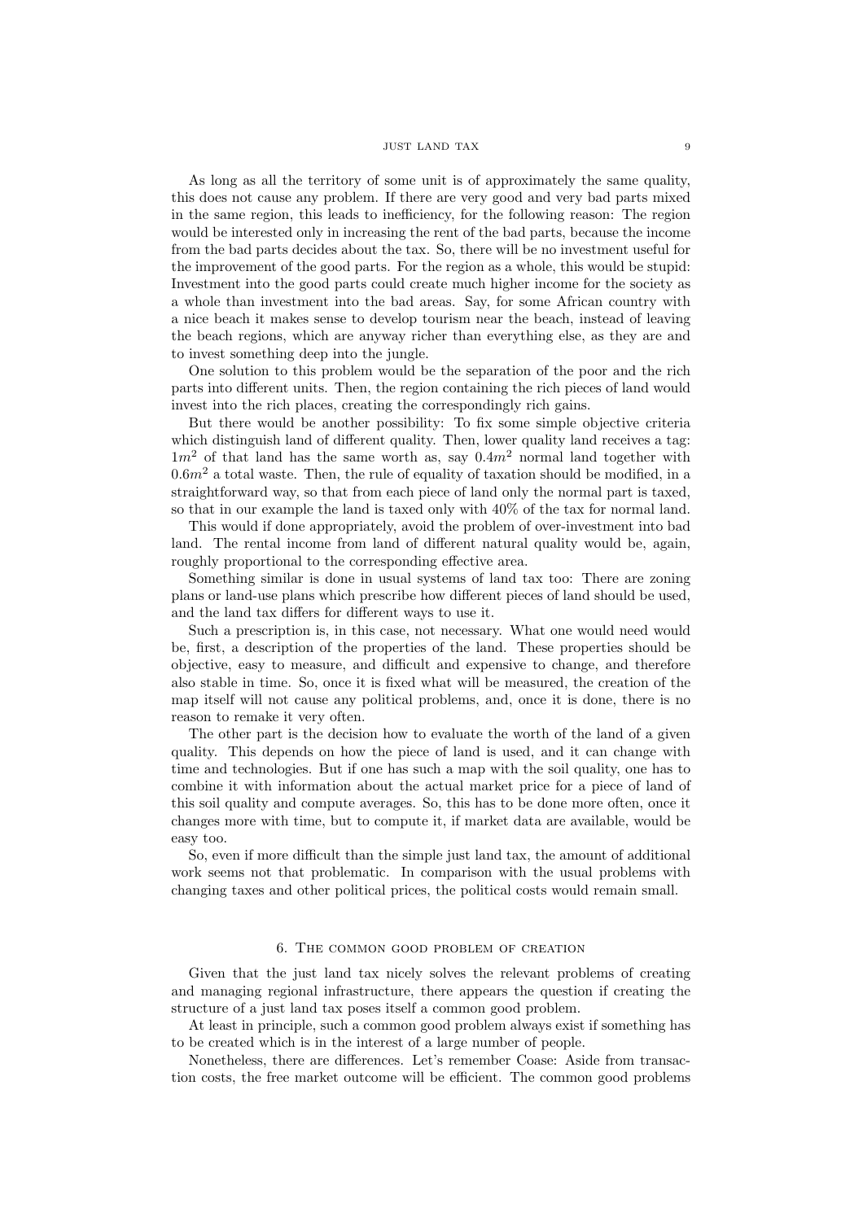As long as all the territory of some unit is of approximately the same quality, this does not cause any problem. If there are very good and very bad parts mixed in the same region, this leads to inefficiency, for the following reason: The region would be interested only in increasing the rent of the bad parts, because the income from the bad parts decides about the tax. So, there will be no investment useful for the improvement of the good parts. For the region as a whole, this would be stupid: Investment into the good parts could create much higher income for the society as a whole than investment into the bad areas. Say, for some African country with a nice beach it makes sense to develop tourism near the beach, instead of leaving the beach regions, which are anyway richer than everything else, as they are and to invest something deep into the jungle.

One solution to this problem would be the separation of the poor and the rich parts into different units. Then, the region containing the rich pieces of land would invest into the rich places, creating the correspondingly rich gains.

But there would be another possibility: To fix some simple objective criteria which distinguish land of different quality. Then, lower quality land receives a tag: $1m^2$ of that land has the same worth as, say $0.4m^2$ normal land together with $0.6m^2$ a total waste. Then, the rule of equality of taxation should be modified, in a straightforward way, so that from each piece of land only the normal part is taxed, so that in our example the land is taxed only with 40% of the tax for normal land.

This would if done appropriately, avoid the problem of over-investment into bad land. The rental income from land of different natural quality would be, again, roughly proportional to the corresponding effective area.

Something similar is done in usual systems of land tax too: There are zoning plans or land-use plans which prescribe how different pieces of land should be used, and the land tax differs for different ways to use it.

Such a prescription is, in this case, not necessary. What one would need would be, first, a description of the properties of the land. These properties should be objective, easy to measure, and difficult and expensive to change, and therefore also stable in time. So, once it is fixed what will be measured, the creation of the map itself will not cause any political problems, and, once it is done, there is no reason to remake it very often.

The other part is the decision how to evaluate the worth of the land of a given quality. This depends on how the piece of land is used, and it can change with time and technologies. But if one has such a map with the soil quality, one has to combine it with information about the actual market price for a piece of land of this soil quality and compute averages. So, this has to be done more often, once it changes more with time, but to compute it, if market data are available, would be easy too.

So, even if more difficult than the simple just land tax, the amount of additional work seems not that problematic. In comparison with the usual problems with changing taxes and other political prices, the political costs would remain small.

## 6. The common good problem of creation

Given that the just land tax nicely solves the relevant problems of creating and managing regional infrastructure, there appears the question if creating the structure of a just land tax poses itself a common good problem.

At least in principle, such a common good problem always exist if something has to be created which is in the interest of a large number of people.

Nonetheless, there are differences. Let's remember Coase: Aside from transaction costs, the free market outcome will be efficient. The common good problems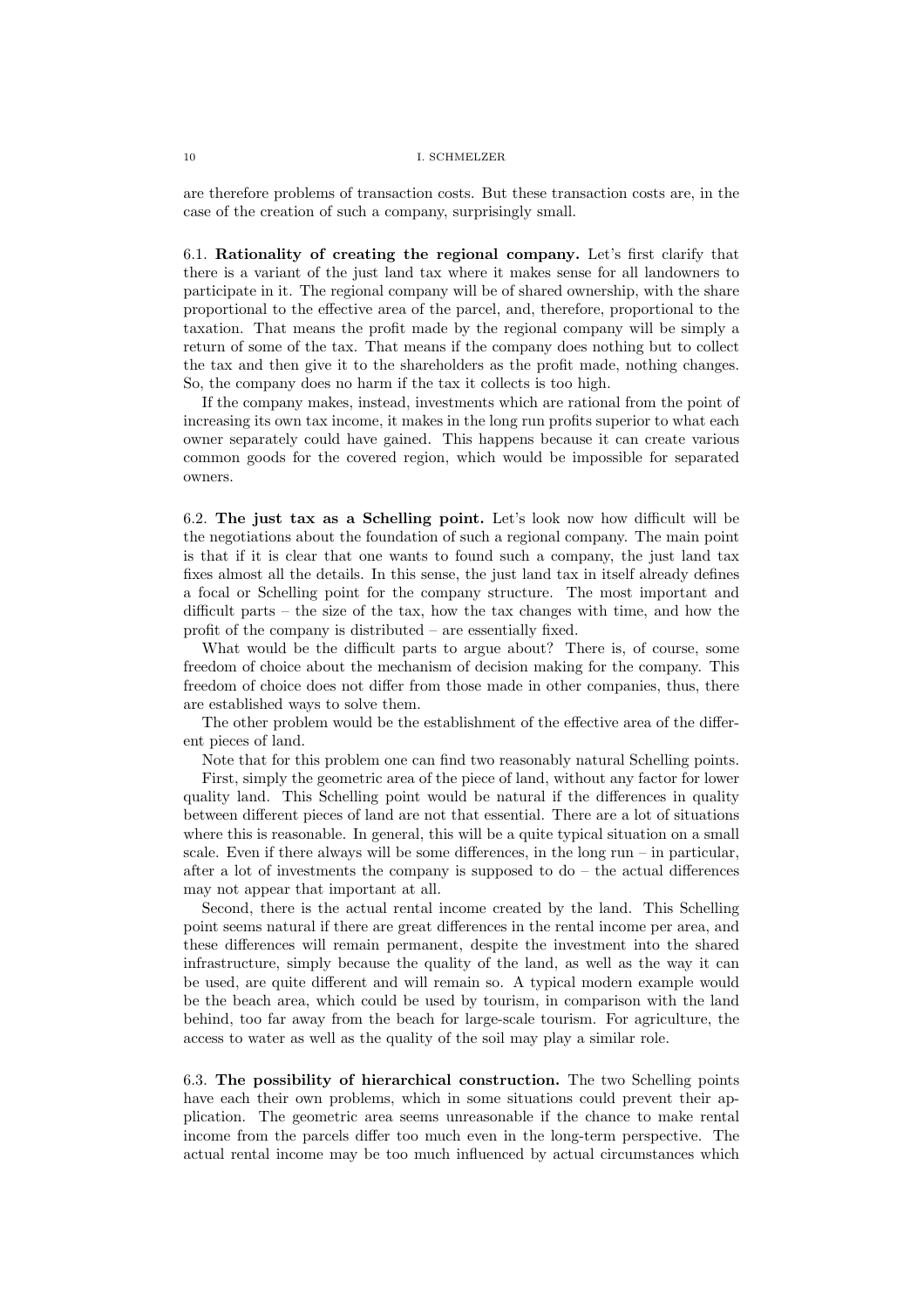are therefore problems of transaction costs. But these transaction costs are, in the case of the creation of such a company, surprisingly small.

**6.1. Rationality of creating the regional company.** Let's first clarify that there is a variant of the just land tax where it makes sense for all landowners to participate in it. The regional company will be of shared ownership, with the share proportional to the effective area of the parcel, and, therefore, proportional to the taxation. That means the profit made by the regional company will be simply a return of some of the tax. That means if the company does nothing but to collect the tax and then give it to the shareholders as the profit made, nothing changes. So, the company does no harm if the tax it collects is too high.

If the company makes, instead, investments which are rational from the point of increasing its own tax income, it makes in the long run profits superior to what each owner separately could have gained. This happens because it can create various common goods for the covered region, which would be impossible for separated owners.

**6.2. The just tax as a Schelling point.** Let's look now how difficult will be the negotiations about the foundation of such a regional company. The main point is that if it is clear that one wants to found such a company, the just land tax fixes almost all the details. In this sense, the just land tax in itself already defines a focal or Schelling point for the company structure. The most important and difficult parts – the size of the tax, how the tax changes with time, and how the profit of the company is distributed – are essentially fixed.

What would be the difficult parts to argue about? There is, of course, some freedom of choice about the mechanism of decision making for the company. This freedom of choice does not differ from those made in other companies, thus, there are established ways to solve them.

The other problem would be the establishment of the effective area of the different pieces of land.

Note that for this problem one can find two reasonably natural Schelling points.

First, simply the geometric area of the piece of land, without any factor for lower quality land. This Schelling point would be natural if the differences in quality between different pieces of land are not that essential. There are a lot of situations where this is reasonable. In general, this will be a quite typical situation on a small scale. Even if there always will be some differences, in the long run – in particular, after a lot of investments the company is supposed to do – the actual differences may not appear that important at all.

Second, there is the actual rental income created by the land. This Schelling point seems natural if there are great differences in the rental income per area, and these differences will remain permanent, despite the investment into the shared infrastructure, simply because the quality of the land, as well as the way it can be used, are quite different and will remain so. A typical modern example would be the beach area, which could be used by tourism, in comparison with the land behind, too far away from the beach for large-scale tourism. For agriculture, the access to water as well as the quality of the soil may play a similar role.

**6.3. The possibility of hierarchical construction.** The two Schelling points have each their own problems, which in some situations could prevent their application. The geometric area seems unreasonable if the chance to make rental income from the parcels differ too much even in the long-term perspective. The actual rental income may be too much influenced by actual circumstances which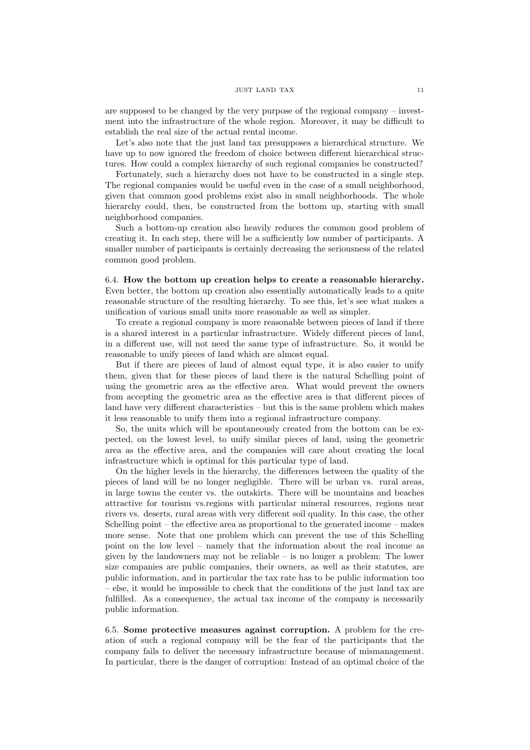are supposed to be changed by the very purpose of the regional company – investment into the infrastructure of the whole region. Moreover, it may be difficult to establish the real size of the actual rental income.

Let's also note that the just land tax presupposes a hierarchical structure. We have up to now ignored the freedom of choice between different hierarchical structures. How could a complex hierarchy of such regional companies be constructed?

Fortunately, such a hierarchy does not have to be constructed in a single step. The regional companies would be useful even in the case of a small neighborhood, given that common good problems exist also in small neighborhoods. The whole hierarchy could, then, be constructed from the bottom up, starting with small neighborhood companies.

Such a bottom-up creation also heavily reduces the common good problem of creating it. In each step, there will be a sufficiently low number of participants. A smaller number of participants is certainly decreasing the seriousness of the related common good problem.

6.4. **How the bottom up creation helps to create a reasonable hierarchy.** Even better, the bottom up creation also essentially automatically leads to a quite reasonable structure of the resulting hierarchy. To see this, let's see what makes a unification of various small units more reasonable as well as simpler.

To create a regional company is more reasonable between pieces of land if there is a shared interest in a particular infrastructure. Widely different pieces of land, in a different use, will not need the same type of infrastructure. So, it would be reasonable to unify pieces of land which are almost equal.

But if there are pieces of land of almost equal type, it is also easier to unify them, given that for these pieces of land there is the natural Schelling point of using the geometric area as the effective area. What would prevent the owners from accepting the geometric area as the effective area is that different pieces of land have very different characteristics – but this is the same problem which makes it less reasonable to unify them into a regional infrastructure company.

So, the units which will be spontaneously created from the bottom can be expected, on the lowest level, to unify similar pieces of land, using the geometric area as the effective area, and the companies will care about creating the local infrastructure which is optimal for this particular type of land.

On the higher levels in the hierarchy, the differences between the quality of the pieces of land will be no longer negligible. There will be urban vs. rural areas, in large towns the center vs. the outskirts. There will be mountains and beaches attractive for tourism vs.regions with particular mineral resources, regions near rivers vs. deserts, rural areas with very different soil quality. In this case, the other Schelling point – the effective area as proportional to the generated income – makes more sense. Note that one problem which can prevent the use of this Schelling point on the low level – namely that the information about the real income as given by the landowners may not be reliable – is no longer a problem: The lower size companies are public companies, their owners, as well as their statutes, are public information, and in particular the tax rate has to be public information too – else, it would be impossible to check that the conditions of the just land tax are fulfilled. As a consequence, the actual tax income of the company is necessarily public information.

6.5. **Some protective measures against corruption.** A problem for the creation of such a regional company will be the fear of the participants that the company fails to deliver the necessary infrastructure because of mismanagement. In particular, there is the danger of corruption: Instead of an optimal choice of the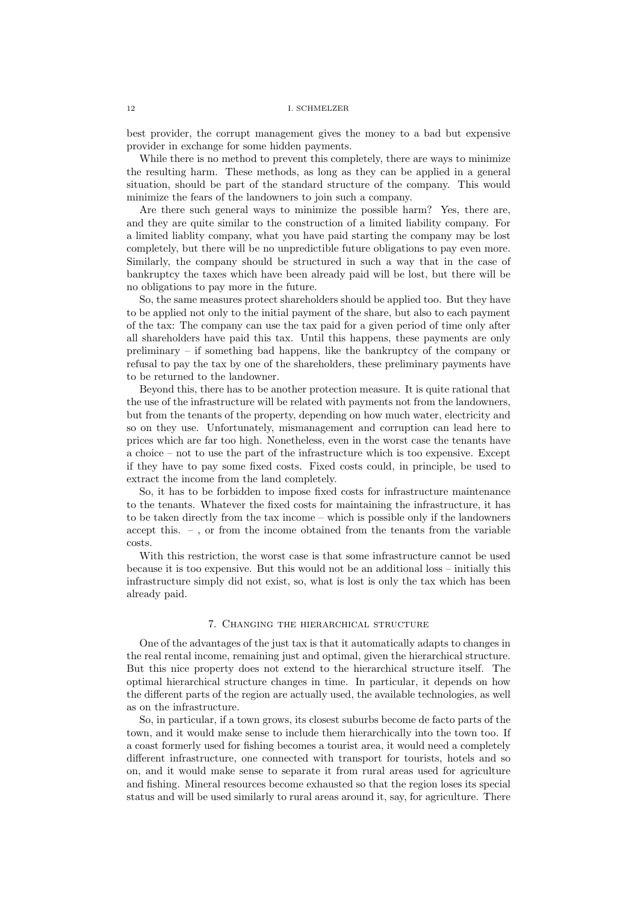best provider, the corrupt management gives the money to a bad but expensive provider in exchange for some hidden payments.

While there is no method to prevent this completely, there are ways to minimize the resulting harm. These methods, as long as they can be applied in a general situation, should be part of the standard structure of the company. This would minimize the fears of the landowners to join such a company.

Are there such general ways to minimize the possible harm? Yes, there are, and they are quite similar to the construction of a limited liability company. For a limited liablity company, what you have paid starting the company may be lost completely, but there will be no unpredictible future obligations to pay even more. Similarly, the company should be structured in such a way that in the case of bankruptcy the taxes which have been already paid will be lost, but there will be no obligations to pay more in the future.

So, the same measures protect shareholders should be applied too. But they have to be applied not only to the initial payment of the share, but also to each payment of the tax: The company can use the tax paid for a given period of time only after all shareholders have paid this tax. Until this happens, these payments are only preliminary – if something bad happens, like the bankruptcy of the company or refusal to pay the tax by one of the shareholders, these preliminary payments have to be returned to the landowner.

Beyond this, there has to be another protection measure. It is quite rational that the use of the infrastructure will be related with payments not from the landowners, but from the tenants of the property, depending on how much water, electricity and so on they use. Unfortunately, mismanagement and corruption can lead here to prices which are far too high. Nonetheless, even in the worst case the tenants have a choice – not to use the part of the infrastructure which is too expensive. Except if they have to pay some fixed costs. Fixed costs could, in principle, be used to extract the income from the land completely.

So, it has to be forbidden to impose fixed costs for infrastructure maintenance to the tenants. Whatever the fixed costs for maintaining the infrastructure, it has to be taken directly from the tax income – which is possible only if the landowners accept this. – , or from the income obtained from the tenants from the variable costs.

With this restriction, the worst case is that some infrastructure cannot be used because it is too expensive. But this would not be an additional loss – initially this infrastructure simply did not exist, so, what is lost is only the tax which has been already paid.

## 7. Changing the hierarchical structure

One of the advantages of the just tax is that it automatically adapts to changes in the real rental income, remaining just and optimal, given the hierarchical structure. But this nice property does not extend to the hierarchical structure itself. The optimal hierarchical structure changes in time. In particular, it depends on how the different parts of the region are actually used, the available technologies, as well as on the infrastructure.

So, in particular, if a town grows, its closest suburbs become de facto parts of the town, and it would make sense to include them hierarchically into the town too. If a coast formerly used for fishing becomes a tourist area, it would need a completely different infrastructure, one connected with transport for tourists, hotels and so on, and it would make sense to separate it from rural areas used for agriculture and fishing. Mineral resources become exhausted so that the region loses its special status and will be used similarly to rural areas around it, say, for agriculture. There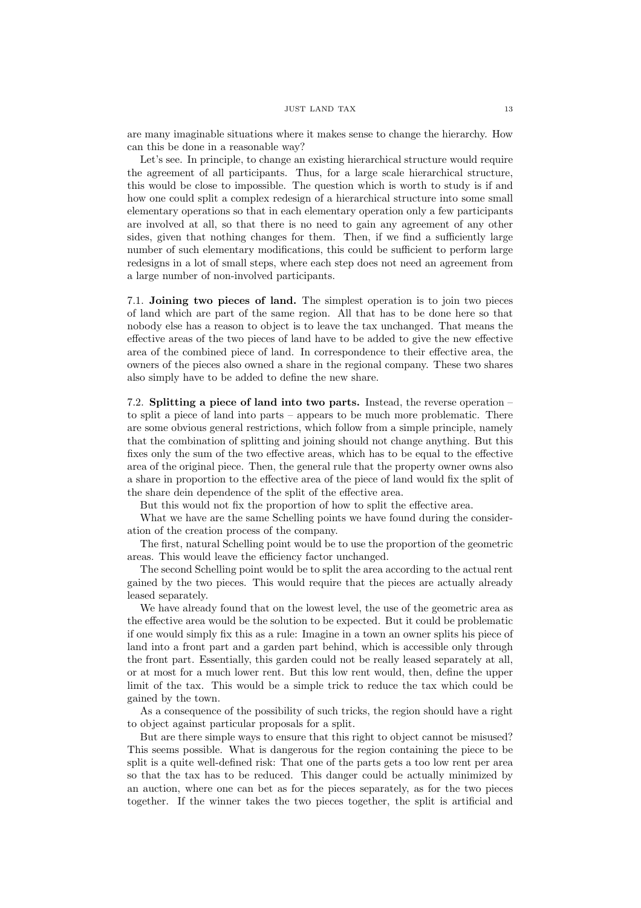are many imaginable situations where it makes sense to change the hierarchy. How can this be done in a reasonable way?

Let's see. In principle, to change an existing hierarchical structure would require the agreement of all participants. Thus, for a large scale hierarchical structure, this would be close to impossible. The question which is worth to study is if and how one could split a complex redesign of a hierarchical structure into some small elementary operations so that in each elementary operation only a few participants are involved at all, so that there is no need to gain any agreement of any other sides, given that nothing changes for them. Then, if we find a sufficiently large number of such elementary modifications, this could be sufficient to perform large redesigns in a lot of small steps, where each step does not need an agreement from a large number of non-involved participants.

7.1. **Joining two pieces of land.** The simplest operation is to join two pieces of land which are part of the same region. All that has to be done here so that nobody else has a reason to object is to leave the tax unchanged. That means the effective areas of the two pieces of land have to be added to give the new effective area of the combined piece of land. In correspondence to their effective area, the owners of the pieces also owned a share in the regional company. These two shares also simply have to be added to define the new share.

7.2. **Splitting a piece of land into two parts.** Instead, the reverse operation – to split a piece of land into parts – appears to be much more problematic. There are some obvious general restrictions, which follow from a simple principle, namely that the combination of splitting and joining should not change anything. But this fixes only the sum of the two effective areas, which has to be equal to the effective area of the original piece. Then, the general rule that the property owner owns also a share in proportion to the effective area of the piece of land would fix the split of the share dein dependence of the split of the effective area.

But this would not fix the proportion of how to split the effective area.

What we have are the same Schelling points we have found during the consideration of the creation process of the company.

The first, natural Schelling point would be to use the proportion of the geometric areas. This would leave the efficiency factor unchanged.

The second Schelling point would be to split the area according to the actual rent gained by the two pieces. This would require that the pieces are actually already leased separately.

We have already found that on the lowest level, the use of the geometric area as the effective area would be the solution to be expected. But it could be problematic if one would simply fix this as a rule: Imagine in a town an owner splits his piece of land into a front part and a garden part behind, which is accessible only through the front part. Essentially, this garden could not be really leased separately at all, or at most for a much lower rent. But this low rent would, then, define the upper limit of the tax. This would be a simple trick to reduce the tax which could be gained by the town.

As a consequence of the possibility of such tricks, the region should have a right to object against particular proposals for a split.

But are there simple ways to ensure that this right to object cannot be misused? This seems possible. What is dangerous for the region containing the piece to be split is a quite well-defined risk: That one of the parts gets a too low rent per area so that the tax has to be reduced. This danger could be actually minimized by an auction, where one can bet as for the pieces separately, as for the two pieces together. If the winner takes the two pieces together, the split is artificial and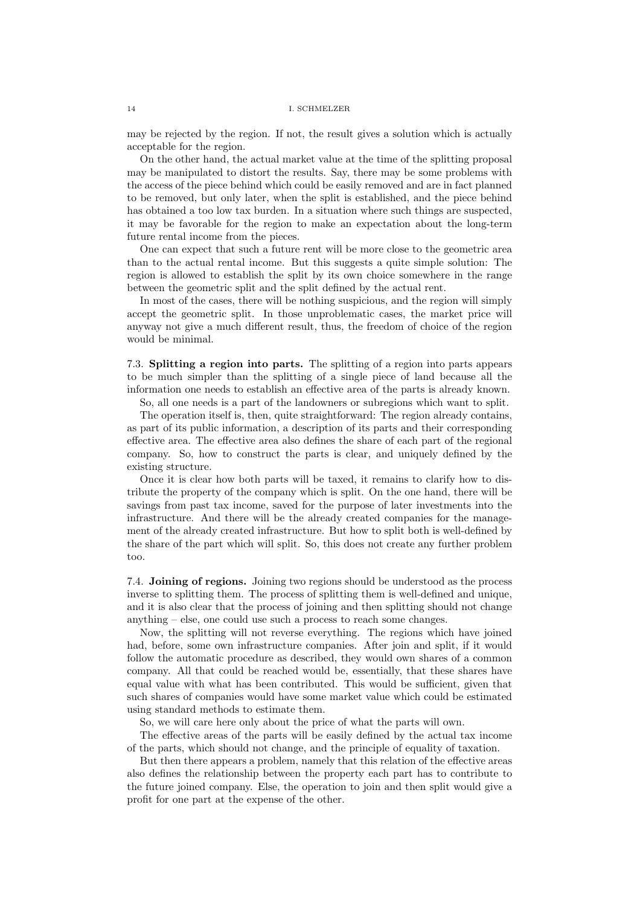may be rejected by the region. If not, the result gives a solution which is actually acceptable for the region.

On the other hand, the actual market value at the time of the splitting proposal may be manipulated to distort the results. Say, there may be some problems with the access of the piece behind which could be easily removed and are in fact planned to be removed, but only later, when the split is established, and the piece behind has obtained a too low tax burden. In a situation where such things are suspected, it may be favorable for the region to make an expectation about the long-term future rental income from the pieces.

One can expect that such a future rent will be more close to the geometric area than to the actual rental income. But this suggests a quite simple solution: The region is allowed to establish the split by its own choice somewhere in the range between the geometric split and the split defined by the actual rent.

In most of the cases, there will be nothing suspicious, and the region will simply accept the geometric split. In those unproblematic cases, the market price will anyway not give a much different result, thus, the freedom of choice of the region would be minimal.

**7.3. Splitting a region into parts.** The splitting of a region into parts appears to be much simpler than the splitting of a single piece of land because all the information one needs to establish an effective area of the parts is already known.

So, all one needs is a part of the landowners or subregions which want to split.

The operation itself is, then, quite straightforward: The region already contains, as part of its public information, a description of its parts and their corresponding effective area. The effective area also defines the share of each part of the regional company. So, how to construct the parts is clear, and uniquely defined by the existing structure.

Once it is clear how both parts will be taxed, it remains to clarify how to distribute the property of the company which is split. On the one hand, there will be savings from past tax income, saved for the purpose of later investments into the infrastructure. And there will be the already created companies for the management of the already created infrastructure. But how to split both is well-defined by the share of the part which will split. So, this does not create any further problem too.

**7.4. Joining of regions.** Joining two regions should be understood as the process inverse to splitting them. The process of splitting them is well-defined and unique, and it is also clear that the process of joining and then splitting should not change anything – else, one could use such a process to reach some changes.

Now, the splitting will not reverse everything. The regions which have joined had, before, some own infrastructure companies. After join and split, if it would follow the automatic procedure as described, they would own shares of a common company. All that could be reached would be, essentially, that these shares have equal value with what has been contributed. This would be sufficient, given that such shares of companies would have some market value which could be estimated using standard methods to estimate them.

So, we will care here only about the price of what the parts will own.

The effective areas of the parts will be easily defined by the actual tax income of the parts, which should not change, and the principle of equality of taxation.

But then there appears a problem, namely that this relation of the effective areas also defines the relationship between the property each part has to contribute to the future joined company. Else, the operation to join and then split would give a profit for one part at the expense of the other.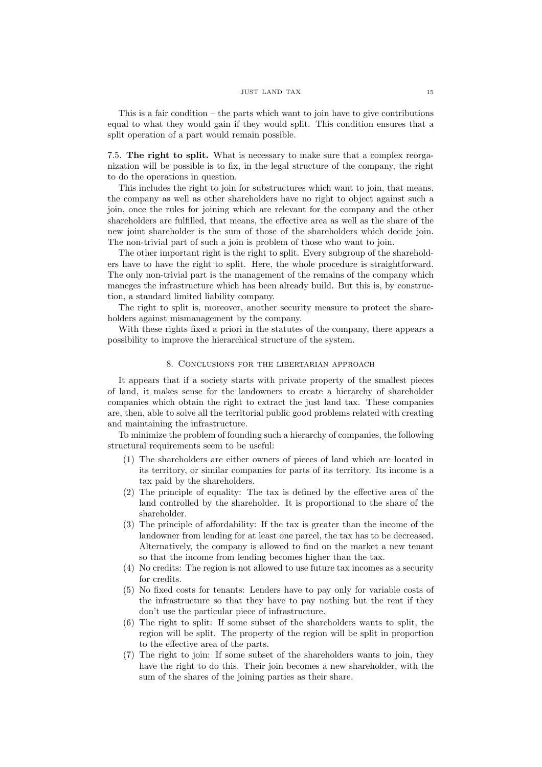This is a fair condition – the parts which want to join have to give contributions equal to what they would gain if they would split. This condition ensures that a split operation of a part would remain possible.

7.5. **The right to split.** What is necessary to make sure that a complex reorganization will be possible is to fix, in the legal structure of the company, the right to do the operations in question.

This includes the right to join for substructures which want to join, that means, the company as well as other shareholders have no right to object against such a join, once the rules for joining which are relevant for the company and the other shareholders are fulfilled, that means, the effective area as well as the share of the new joint shareholder is the sum of those of the shareholders which decide join. The non-trivial part of such a join is problem of those who want to join.

The other important right is the right to split. Every subgroup of the shareholders have to have the right to split. Here, the whole procedure is straightforward. The only non-trivial part is the management of the remains of the company which maneges the infrastructure which has been already build. But this is, by construction, a standard limited liability company.

The right to split is, moreover, another security measure to protect the shareholders against mismanagement by the company.

With these rights fixed a priori in the statutes of the company, there appears a possibility to improve the hierarchical structure of the system.

## 8. Conclusions for the libertarian approach

It appears that if a society starts with private property of the smallest pieces of land, it makes sense for the landowners to create a hierarchy of shareholder companies which obtain the right to extract the just land tax. These companies are, then, able to solve all the territorial public good problems related with creating and maintaining the infrastructure.

To minimize the problem of founding such a hierarchy of companies, the following structural requirements seem to be useful:

1. The shareholders are either owners of pieces of land which are located in its territory, or similar companies for parts of its territory. Its income is a tax paid by the shareholders.
2. The principle of equality: The tax is defined by the effective area of the land controlled by the shareholder. It is proportional to the share of the shareholder.
3. The principle of affordability: If the tax is greater than the income of the landowner from lending for at least one parcel, the tax has to be decreased. Alternatively, the company is allowed to find on the market a new tenant so that the income from lending becomes higher than the tax.
4. No credits: The region is not allowed to use future tax incomes as a security for credits.
5. No fixed costs for tenants: Lenders have to pay only for variable costs of the infrastructure so that they have to pay nothing but the rent if they don't use the particular piece of infrastructure.
6. The right to split: If some subset of the shareholders wants to split, the region will be split. The property of the region will be split in proportion to the effective area of the parts.
7. The right to join: If some subset of the shareholders wants to join, they have the right to do this. Their join becomes a new shareholder, with the sum of the shares of the joining parties as their share.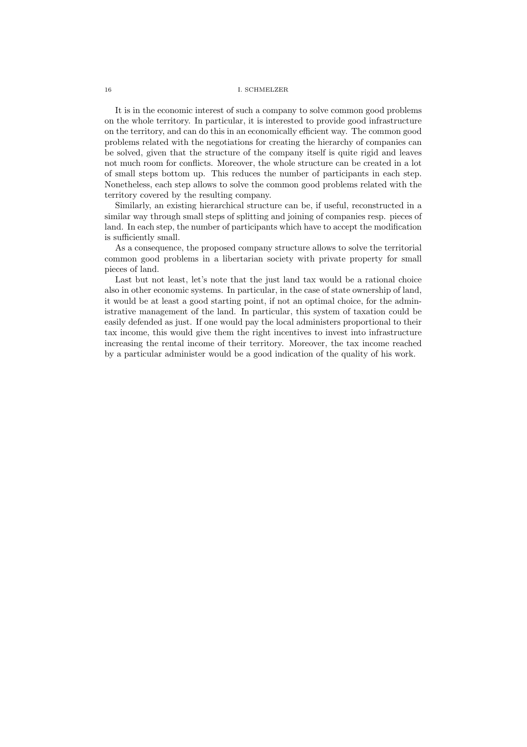It is in the economic interest of such a company to solve common good problems on the whole territory. In particular, it is interested to provide good infrastructure on the territory, and can do this in an economically efficient way. The common good problems related with the negotiations for creating the hierarchy of companies can be solved, given that the structure of the company itself is quite rigid and leaves not much room for conflicts. Moreover, the whole structure can be created in a lot of small steps bottom up. This reduces the number of participants in each step. Nonetheless, each step allows to solve the common good problems related with the territory covered by the resulting company.

Similarly, an existing hierarchical structure can be, if useful, reconstructed in a similar way through small steps of splitting and joining of companies resp. pieces of land. In each step, the number of participants which have to accept the modification is sufficiently small.

As a consequence, the proposed company structure allows to solve the territorial common good problems in a libertarian society with private property for small pieces of land.

Last but not least, let's note that the just land tax would be a rational choice also in other economic systems. In particular, in the case of state ownership of land, it would be at least a good starting point, if not an optimal choice, for the administrative management of the land. In particular, this system of taxation could be easily defended as just. If one would pay the local administers proportional to their tax income, this would give them the right incentives to invest into infrastructure increasing the rental income of their territory. Moreover, the tax income reached by a particular administer would be a good indication of the quality of his work.